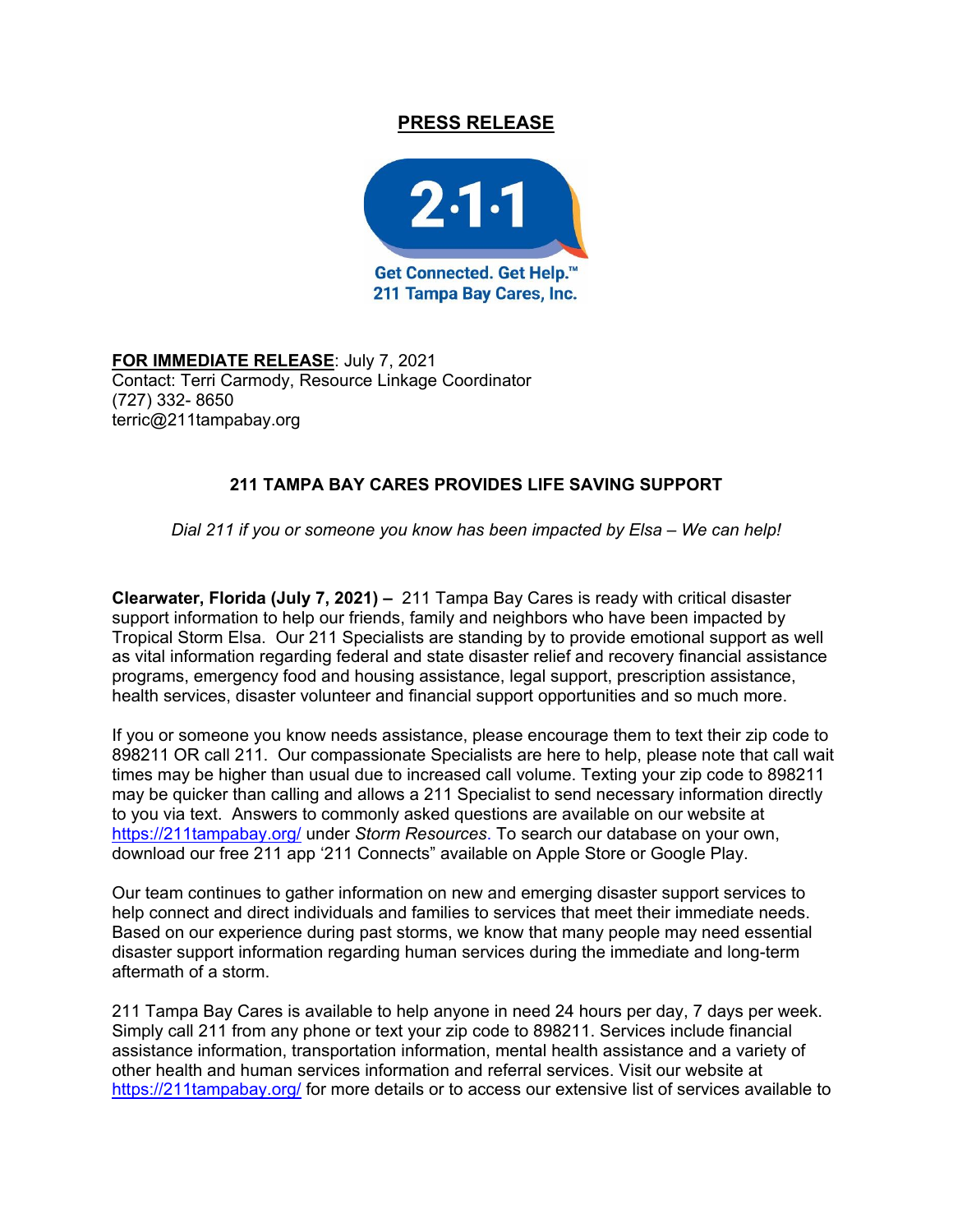**PRESS RELEASE**

Get Connected. Get Help.™
211 Tampa Bay Cares, Inc.

**FOR IMMEDIATE RELEASE**: July 7, 2021
Contact: Terri Carmody, Resource Linkage Coordinator
(727) 332- 8650
terric@211tampabay.org

**211 TAMPA BAY CARES PROVIDES LIFE SAVING SUPPORT**

*Dial 211 if you or someone you know has been impacted by Elsa – We can help!*

**Clearwater, Florida (July 7, 2021) –** 211 Tampa Bay Cares is ready with critical disaster support information to help our friends, family and neighbors who have been impacted by Tropical Storm Elsa. Our 211 Specialists are standing by to provide emotional support as well as vital information regarding federal and state disaster relief and recovery financial assistance programs, emergency food and housing assistance, legal support, prescription assistance, health services, disaster volunteer and financial support opportunities and so much more.

If you or someone you know needs assistance, please encourage them to text their zip code to 898211 OR call 211. Our compassionate Specialists are here to help, please note that call wait times may be higher than usual due to increased call volume. Texting your zip code to 898211 may be quicker than calling and allows a 211 Specialist to send necessary information directly to you via text. Answers to commonly asked questions are available on our website at https://211tampabay.org/ under *Storm Resources*. To search our database on your own, download our free 211 app '211 Connects" available on Apple Store or Google Play.

Our team continues to gather information on new and emerging disaster support services to help connect and direct individuals and families to services that meet their immediate needs. Based on our experience during past storms, we know that many people may need essential disaster support information regarding human services during the immediate and long-term aftermath of a storm.

211 Tampa Bay Cares is available to help anyone in need 24 hours per day, 7 days per week. Simply call 211 from any phone or text your zip code to 898211. Services include financial assistance information, transportation information, mental health assistance and a variety of other health and human services information and referral services. Visit our website at https://211tampabay.org/ for more details or to access our extensive list of services available to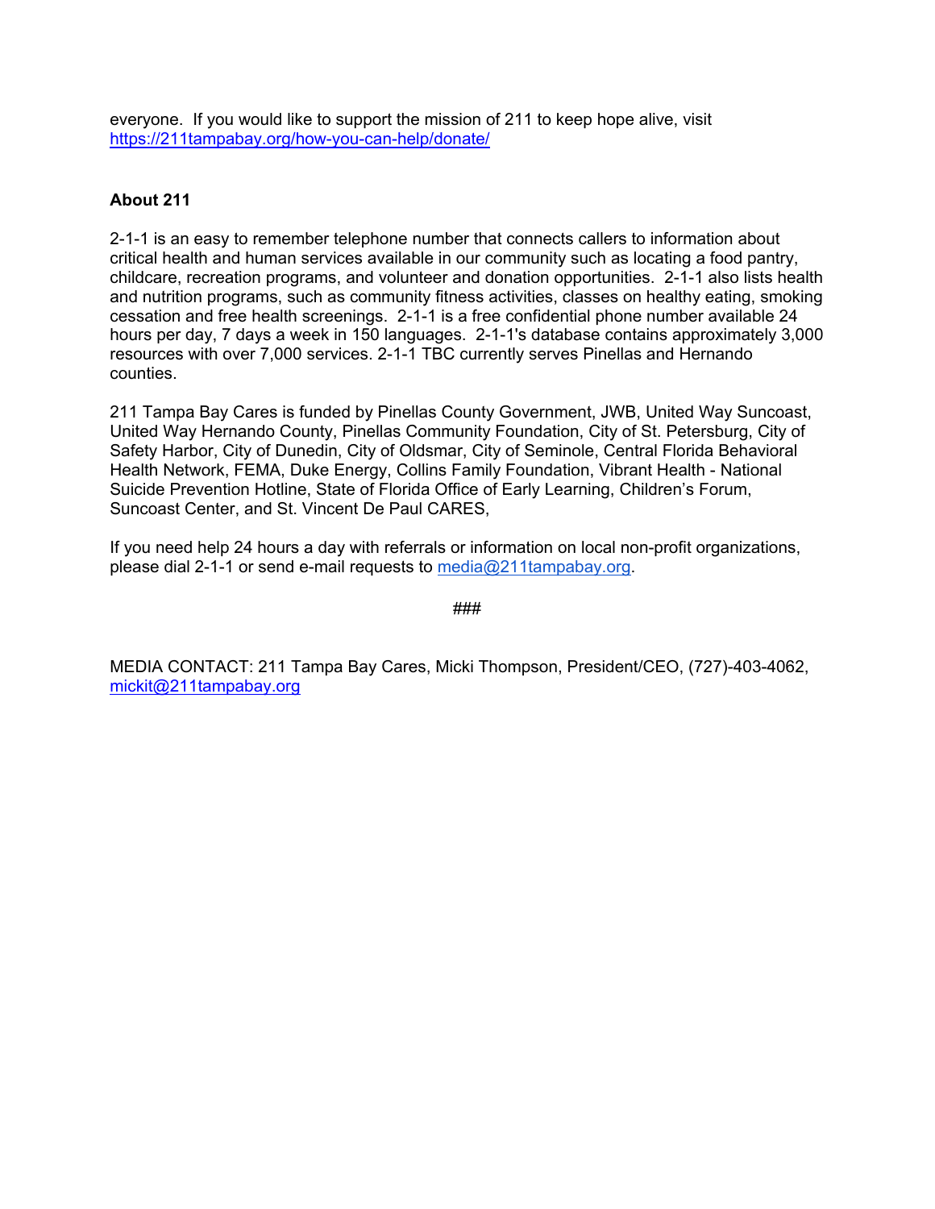everyone. If you would like to support the mission of 211 to keep hope alive, visit https://211tampabay.org/how-you-can-help/donate/

**About 211**

2-1-1 is an easy to remember telephone number that connects callers to information about critical health and human services available in our community such as locating a food pantry, childcare, recreation programs, and volunteer and donation opportunities. 2-1-1 also lists health and nutrition programs, such as community fitness activities, classes on healthy eating, smoking cessation and free health screenings. 2-1-1 is a free confidential phone number available 24 hours per day, 7 days a week in 150 languages. 2-1-1's database contains approximately 3,000 resources with over 7,000 services. 2-1-1 TBC currently serves Pinellas and Hernando counties.

211 Tampa Bay Cares is funded by Pinellas County Government, JWB, United Way Suncoast, United Way Hernando County, Pinellas Community Foundation, City of St. Petersburg, City of Safety Harbor, City of Dunedin, City of Oldsmar, City of Seminole, Central Florida Behavioral Health Network, FEMA, Duke Energy, Collins Family Foundation, Vibrant Health - National Suicide Prevention Hotline, State of Florida Office of Early Learning, Children's Forum, Suncoast Center, and St. Vincent De Paul CARES,

If you need help 24 hours a day with referrals or information on local non-profit organizations, please dial 2-1-1 or send e-mail requests to media@211tampabay.org.

###

MEDIA CONTACT: 211 Tampa Bay Cares, Micki Thompson, President/CEO, (727)-403-4062, mickit@211tampabay.org